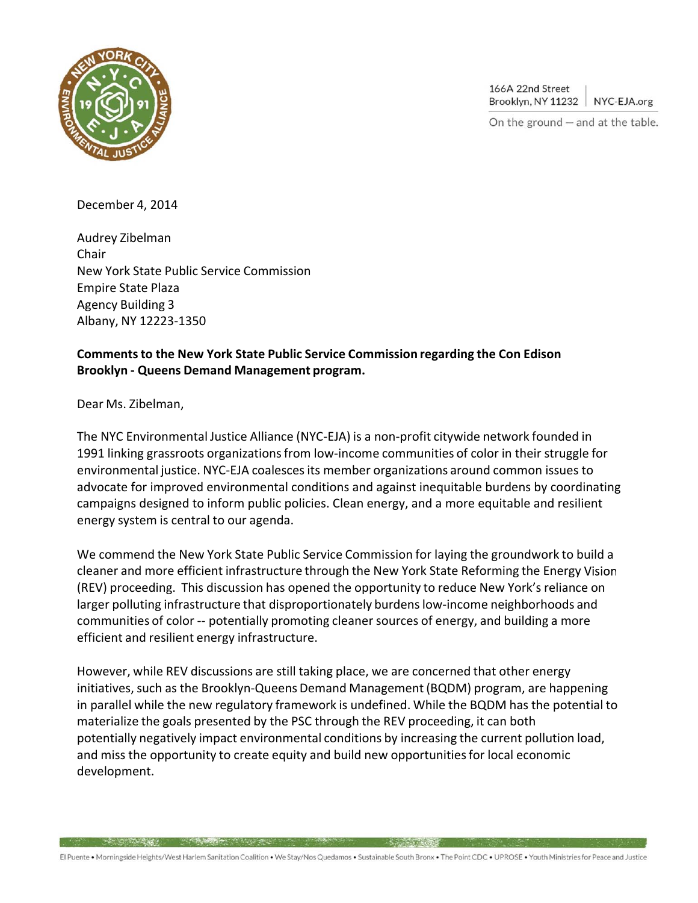166A 22nd Street
Brooklyn, NY 11232 | NYC-EJA.org

On the ground — and at the table.

December 4, 2014

Audrey Zibelman
Chair
New York State Public Service Commission
Empire State Plaza
Agency Building 3
Albany, NY 12223-1350

**Comments to the New York State Public Service Commission regarding the Con Edison Brooklyn - Queens Demand Management program.**

Dear Ms. Zibelman,

The NYC Environmental Justice Alliance (NYC-EJA) is a non-profit citywide network founded in 1991 linking grassroots organizations from low-income communities of color in their struggle for environmental justice. NYC-EJA coalesces its member organizations around common issues to advocate for improved environmental conditions and against inequitable burdens by coordinating campaigns designed to inform public policies. Clean energy, and a more equitable and resilient energy system is central to our agenda.

We commend the New York State Public Service Commission for laying the groundwork to build a cleaner and more efficient infrastructure through the New York State Reforming the Energy Vision (REV) proceeding. This discussion has opened the opportunity to reduce New York's reliance on larger polluting infrastructure that disproportionately burdens low-income neighborhoods and communities of color -- potentially promoting cleaner sources of energy, and building a more efficient and resilient energy infrastructure.

However, while REV discussions are still taking place, we are concerned that other energy initiatives, such as the Brooklyn-Queens Demand Management (BQDM) program, are happening in parallel while the new regulatory framework is undefined. While the BQDM has the potential to materialize the goals presented by the PSC through the REV proceeding, it can both potentially negatively impact environmental conditions by increasing the current pollution load, and miss the opportunity to create equity and build new opportunities for local economic development.

El Puente • Morningside Heights/West Harlem Sanitation Coalition • We Stay/Nos Quedamos • Sustainable South Bronx • The Point CDC • UPROSE • Youth Ministries for Peace and Justice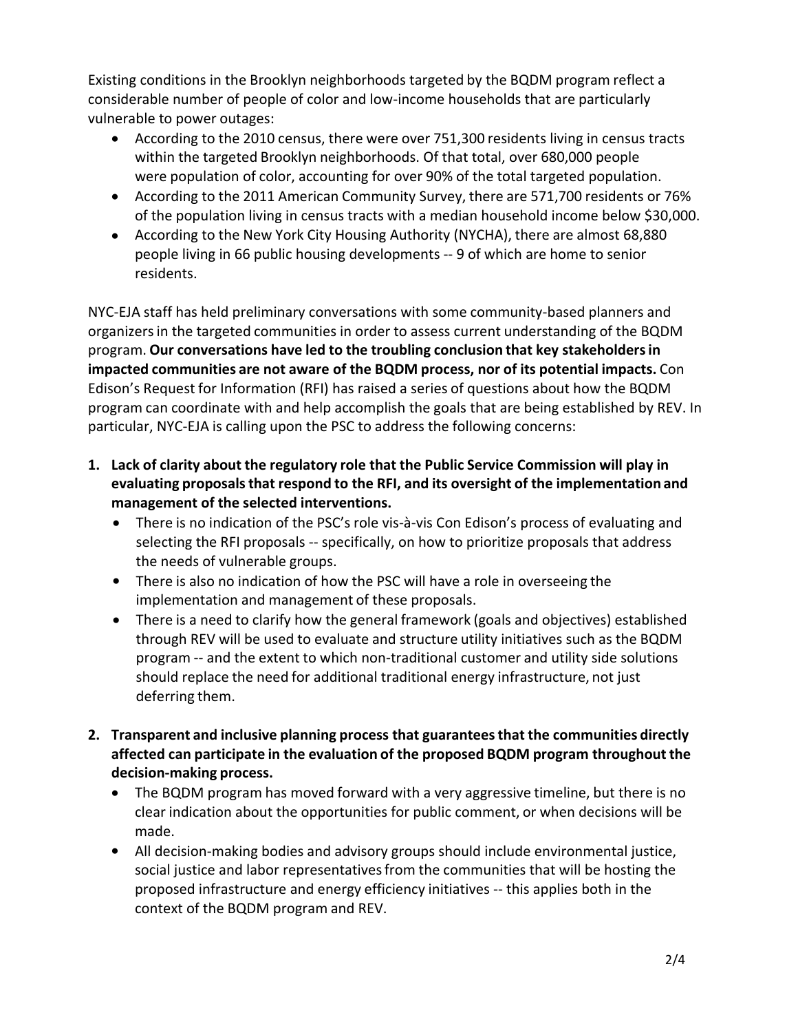Existing conditions in the Brooklyn neighborhoods targeted by the BQDM program reflect a considerable number of people of color and low-income households that are particularly vulnerable to power outages:

- According to the 2010 census, there were over 751,300 residents living in census tracts within the targeted Brooklyn neighborhoods. Of that total, over 680,000 people were population of color, accounting for over 90% of the total targeted population.
- According to the 2011 American Community Survey, there are 571,700 residents or 76% of the population living in census tracts with a median household income below $30,000.
- According to the New York City Housing Authority (NYCHA), there are almost 68,880 people living in 66 public housing developments -- 9 of which are home to senior residents.

NYC-EJA staff has held preliminary conversations with some community-based planners and organizers in the targeted communities in order to assess current understanding of the BQDM program. **Our conversations have led to the troubling conclusion that key stakeholders in impacted communities are not aware of the BQDM process, nor of its potential impacts.** Con Edison's Request for Information (RFI) has raised a series of questions about how the BQDM program can coordinate with and help accomplish the goals that are being established by REV. In particular, NYC-EJA is calling upon the PSC to address the following concerns:

1. **Lack of clarity about the regulatory role that the Public Service Commission will play in evaluating proposals that respond to the RFI, and its oversight of the implementation and management of the selected interventions.**
   - There is no indication of the PSC's role vis-à-vis Con Edison's process of evaluating and selecting the RFI proposals -- specifically, on how to prioritize proposals that address the needs of vulnerable groups.
   - There is also no indication of how the PSC will have a role in overseeing the implementation and management of these proposals.
   - There is a need to clarify how the general framework (goals and objectives) established through REV will be used to evaluate and structure utility initiatives such as the BQDM program -- and the extent to which non-traditional customer and utility side solutions should replace the need for additional traditional energy infrastructure, not just deferring them.

2. **Transparent and inclusive planning process that guarantees that the communities directly affected can participate in the evaluation of the proposed BQDM program throughout the decision-making process.**
   - The BQDM program has moved forward with a very aggressive timeline, but there is no clear indication about the opportunities for public comment, or when decisions will be made.
   - All decision-making bodies and advisory groups should include environmental justice, social justice and labor representatives from the communities that will be hosting the proposed infrastructure and energy efficiency initiatives -- this applies both in the context of the BQDM program and REV.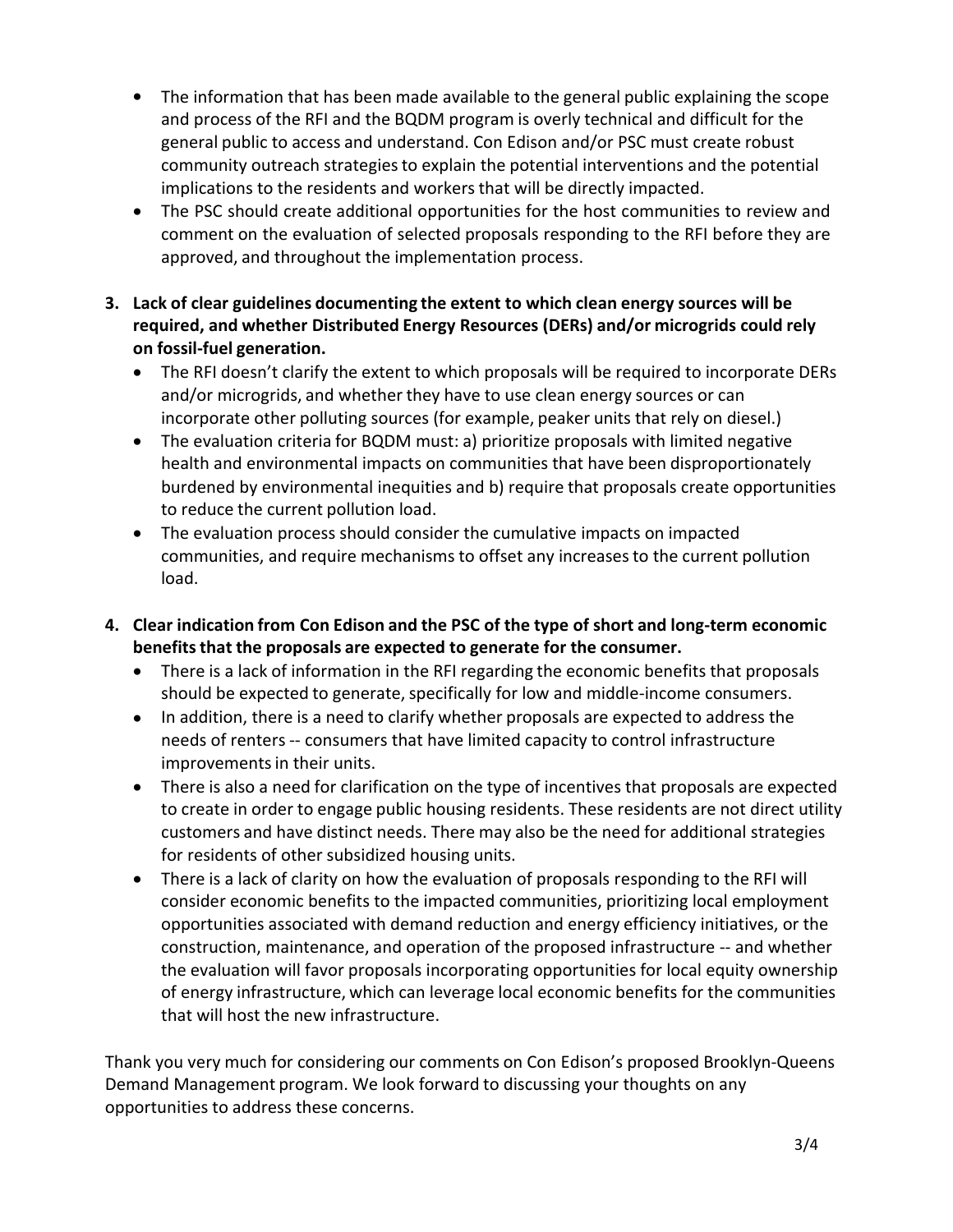- The information that has been made available to the general public explaining the scope and process of the RFI and the BQDM program is overly technical and difficult for the general public to access and understand. Con Edison and/or PSC must create robust community outreach strategies to explain the potential interventions and the potential implications to the residents and workers that will be directly impacted.
- The PSC should create additional opportunities for the host communities to review and comment on the evaluation of selected proposals responding to the RFI before they are approved, and throughout the implementation process.

3. **Lack of clear guidelines documenting the extent to which clean energy sources will be required, and whether Distributed Energy Resources (DERs) and/or microgrids could rely on fossil-fuel generation.**
   - The RFI doesn't clarify the extent to which proposals will be required to incorporate DERs and/or microgrids, and whether they have to use clean energy sources or can incorporate other polluting sources (for example, peaker units that rely on diesel.)
   - The evaluation criteria for BQDM must: a) prioritize proposals with limited negative health and environmental impacts on communities that have been disproportionately burdened by environmental inequities and b) require that proposals create opportunities to reduce the current pollution load.
   - The evaluation process should consider the cumulative impacts on impacted communities, and require mechanisms to offset any increases to the current pollution load.

4. **Clear indication from Con Edison and the PSC of the type of short and long-term economic benefits that the proposals are expected to generate for the consumer.**
   - There is a lack of information in the RFI regarding the economic benefits that proposals should be expected to generate, specifically for low and middle-income consumers.
   - In addition, there is a need to clarify whether proposals are expected to address the needs of renters -- consumers that have limited capacity to control infrastructure improvements in their units.
   - There is also a need for clarification on the type of incentives that proposals are expected to create in order to engage public housing residents. These residents are not direct utility customers and have distinct needs. There may also be the need for additional strategies for residents of other subsidized housing units.
   - There is a lack of clarity on how the evaluation of proposals responding to the RFI will consider economic benefits to the impacted communities, prioritizing local employment opportunities associated with demand reduction and energy efficiency initiatives, or the construction, maintenance, and operation of the proposed infrastructure -- and whether the evaluation will favor proposals incorporating opportunities for local equity ownership of energy infrastructure, which can leverage local economic benefits for the communities that will host the new infrastructure.

Thank you very much for considering our comments on Con Edison's proposed Brooklyn-Queens Demand Management program. We look forward to discussing your thoughts on any opportunities to address these concerns.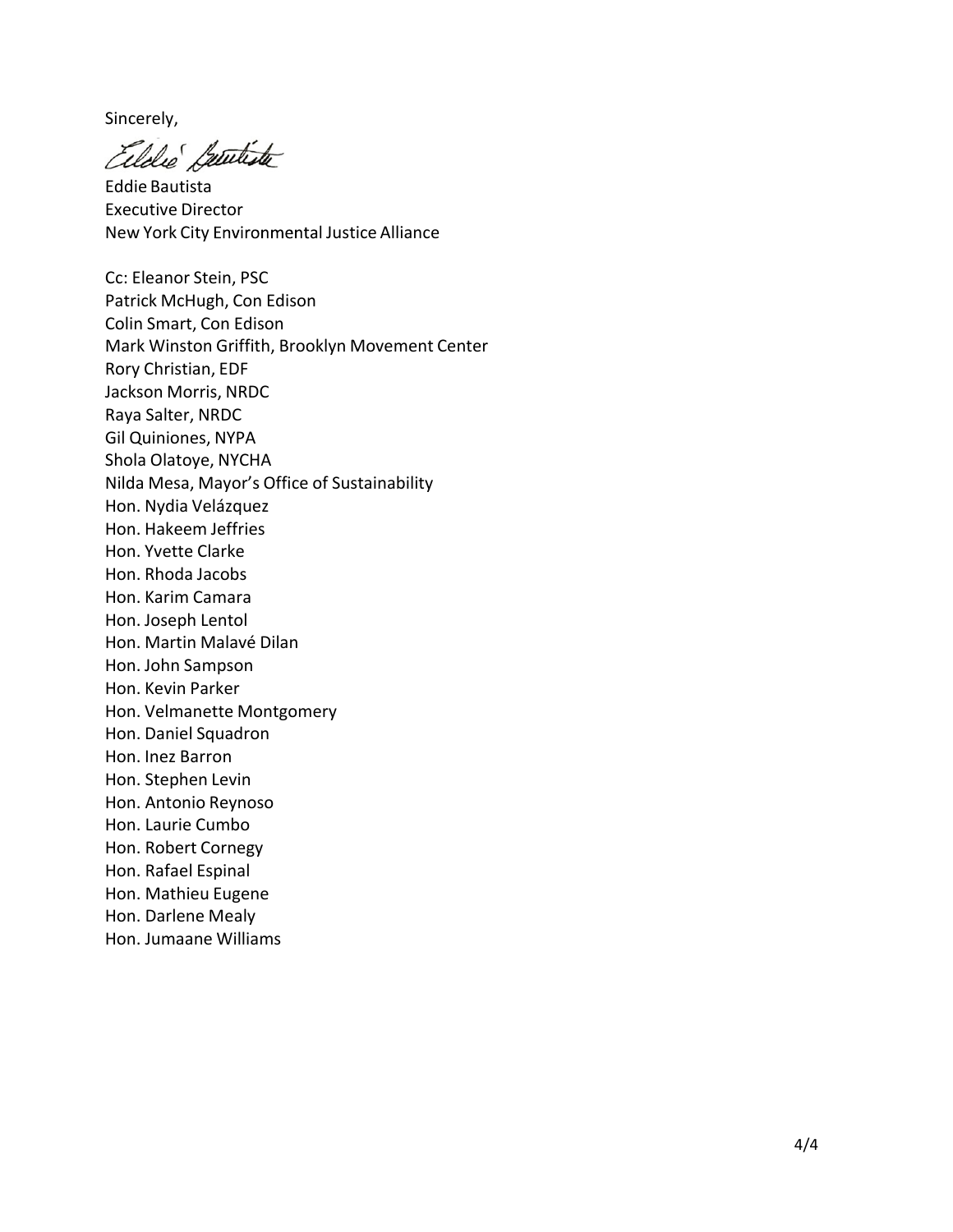Sincerely,

Eddie Bautista
Executive Director
New York City Environmental Justice Alliance

Cc: Eleanor Stein, PSC
Patrick McHugh, Con Edison
Colin Smart, Con Edison
Mark Winston Griffith, Brooklyn Movement Center
Rory Christian, EDF
Jackson Morris, NRDC
Raya Salter, NRDC
Gil Quiniones, NYPA
Shola Olatoye, NYCHA
Nilda Mesa, Mayor's Office of Sustainability
Hon. Nydia Velázquez
Hon. Hakeem Jeffries
Hon. Yvette Clarke
Hon. Rhoda Jacobs
Hon. Karim Camara
Hon. Joseph Lentol
Hon. Martin Malavé Dilan
Hon. John Sampson
Hon. Kevin Parker
Hon. Velmanette Montgomery
Hon. Daniel Squadron
Hon. Inez Barron
Hon. Stephen Levin
Hon. Antonio Reynoso
Hon. Laurie Cumbo
Hon. Robert Cornegy
Hon. Rafael Espinal
Hon. Mathieu Eugene
Hon. Darlene Mealy
Hon. Jumaane Williams